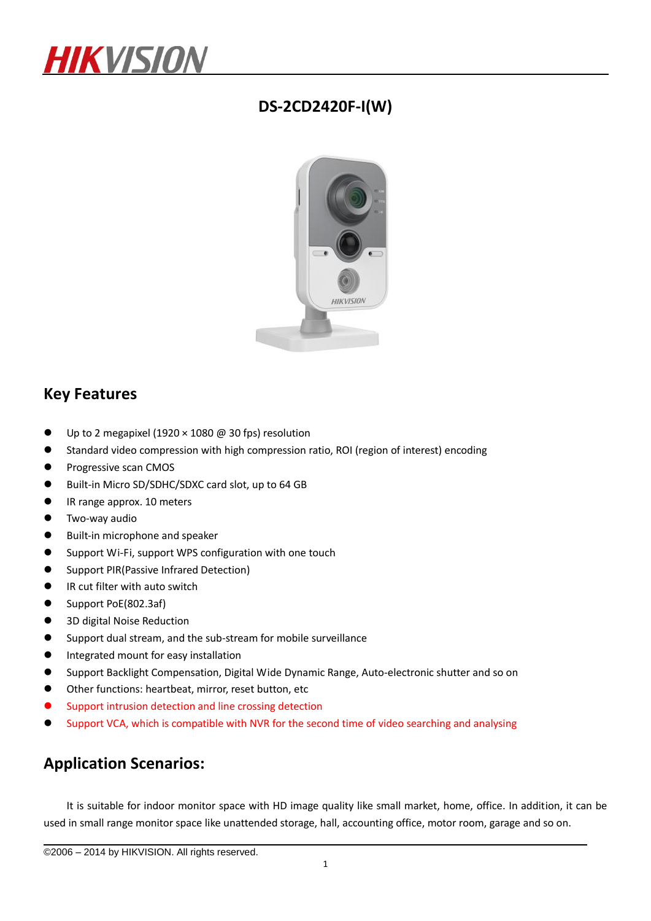HIKVISION

# DS-2CD2420F-I(W)

## Key Features

- Up to 2 megapixel (1920 × 1080 @ 30 fps) resolution
- Standard video compression with high compression ratio, ROI (region of interest) encoding
- Progressive scan CMOS
- Built-in Micro SD/SDHC/SDXC card slot, up to 64 GB
- IR range approx. 10 meters
- Two-way audio
- Built-in microphone and speaker
- Support Wi-Fi, support WPS configuration with one touch
- Support PIR(Passive Infrared Detection)
- IR cut filter with auto switch
- Support PoE(802.3af)
- 3D digital Noise Reduction
- Support dual stream, and the sub-stream for mobile surveillance
- Integrated mount for easy installation
- Support Backlight Compensation, Digital Wide Dynamic Range, Auto-electronic shutter and so on
- Other functions: heartbeat, mirror, reset button, etc
- Support intrusion detection and line crossing detection
- Support VCA, which is compatible with NVR for the second time of video searching and analysing

## Application Scenarios:

It is suitable for indoor monitor space with HD image quality like small market, home, office. In addition, it can be used in small range monitor space like unattended storage, hall, accounting office, motor room, garage and so on.

©2006 – 2014 by HIKVISION. All rights reserved.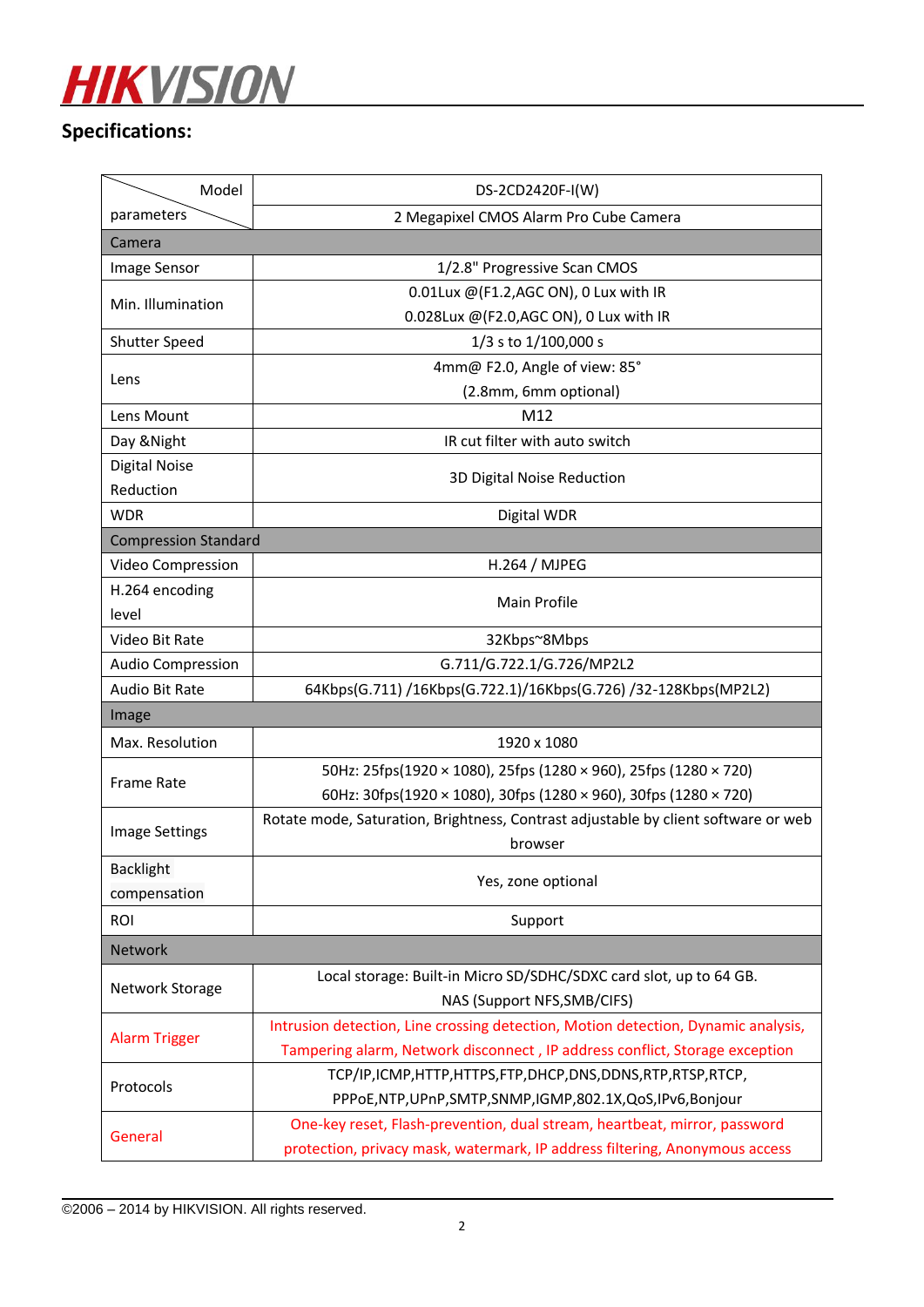## Specifications:

| Model / parameters | DS-2CD2420F-I(W) |
|---|---|
| | 2 Megapixel CMOS Alarm Pro Cube Camera |
| **Camera** | |
| Image Sensor | 1/2.8" Progressive Scan CMOS |
| Min. Illumination | 0.01Lux @(F1.2,AGC ON), 0 Lux with IR<br>0.028Lux @(F2.0,AGC ON), 0 Lux with IR |
| Shutter Speed | 1/3 s to 1/100,000 s |
| Lens | 4mm@ F2.0, Angle of view: 85°<br>(2.8mm, 6mm optional) |
| Lens Mount | M12 |
| Day &Night | IR cut filter with auto switch |
| Digital Noise Reduction | 3D Digital Noise Reduction |
| WDR | Digital WDR |
| **Compression Standard** | |
| Video Compression | H.264 / MJPEG |
| H.264 encoding level | Main Profile |
| Video Bit Rate | 32Kbps~8Mbps |
| Audio Compression | G.711/G.722.1/G.726/MP2L2 |
| Audio Bit Rate | 64Kbps(G.711) /16Kbps(G.722.1)/16Kbps(G.726) /32-128Kbps(MP2L2) |
| **Image** | |
| Max. Resolution | 1920 x 1080 |
| Frame Rate | 50Hz: 25fps(1920 × 1080), 25fps (1280 × 960), 25fps (1280 × 720)<br>60Hz: 30fps(1920 × 1080), 30fps (1280 × 960), 30fps (1280 × 720) |
| Image Settings | Rotate mode, Saturation, Brightness, Contrast adjustable by client software or web browser |
| Backlight compensation | Yes, zone optional |
| ROI | Support |
| **Network** | |
| Network Storage | Local storage: Built-in Micro SD/SDHC/SDXC card slot, up to 64 GB.<br>NAS (Support NFS,SMB/CIFS) |
| Alarm Trigger | Intrusion detection, Line crossing detection, Motion detection, Dynamic analysis, Tampering alarm, Network disconnect , IP address conflict, Storage exception |
| Protocols | TCP/IP,ICMP,HTTP,HTTPS,FTP,DHCP,DNS,DDNS,RTP,RTSP,RTCP, PPPoE,NTP,UPnP,SMTP,SNMP,IGMP,802.1X,QoS,IPv6,Bonjour |
| General | One-key reset, Flash-prevention, dual stream, heartbeat, mirror, password protection, privacy mask, watermark, IP address filtering, Anonymous access |

©2006 – 2014 by HIKVISION. All rights reserved.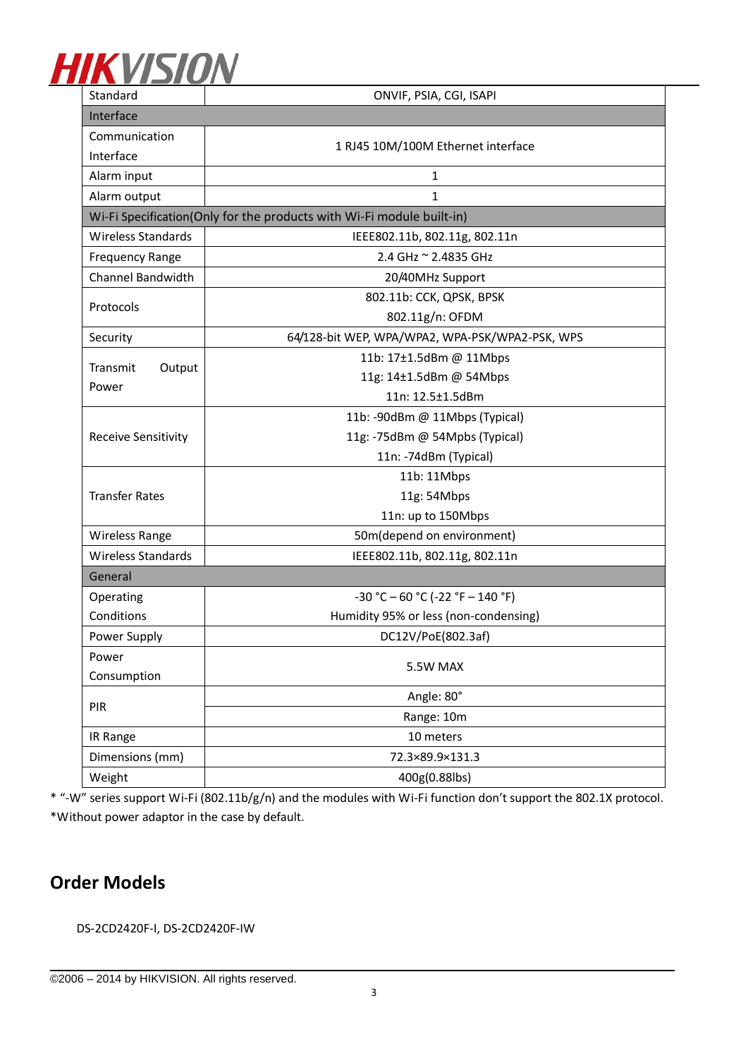| Standard | ONVIF, PSIA, CGI, ISAPI |
|---|---|
| **Interface** | |
| Communication Interface | 1 RJ45 10M/100M Ethernet interface |
| Alarm input | 1 |
| Alarm output | 1 |
| **Wi-Fi Specification(Only for the products with Wi-Fi module built-in)** | |
| Wireless Standards | IEEE802.11b, 802.11g, 802.11n |
| Frequency Range | 2.4 GHz ~ 2.4835 GHz |
| Channel Bandwidth | 20/40MHz Support |
| Protocols | 802.11b: CCK, QPSK, BPSK<br>802.11g/n: OFDM |
| Security | 64/128-bit WEP, WPA/WPA2, WPA-PSK/WPA2-PSK, WPS |
| Transmit Output Power | 11b: 17±1.5dBm @ 11Mbps<br>11g: 14±1.5dBm @ 54Mbps<br>11n: 12.5±1.5dBm |
| Receive Sensitivity | 11b: -90dBm @ 11Mbps (Typical)<br>11g: -75dBm @ 54Mpbs (Typical)<br>11n: -74dBm (Typical) |
| Transfer Rates | 11b: 11Mbps<br>11g: 54Mbps<br>11n: up to 150Mbps |
| Wireless Range | 50m(depend on environment) |
| Wireless Standards | IEEE802.11b, 802.11g, 802.11n |
| **General** | |
| Operating Conditions | -30 °C – 60 °C (-22 °F – 140 °F)<br>Humidity 95% or less (non-condensing) |
| Power Supply | DC12V/PoE(802.3af) |
| Power Consumption | 5.5W MAX |
| PIR | Angle: 80°<br>Range: 10m |
| IR Range | 10 meters |
| Dimensions (mm) | 72.3×89.9×131.3 |
| Weight | 400g(0.88lbs) |

* "-W" series support Wi-Fi (802.11b/g/n) and the modules with Wi-Fi function don't support the 802.1X protocol.

*Without power adaptor in the case by default.

## Order Models

DS-2CD2420F-I, DS-2CD2420F-IW

©2006 – 2014 by HIKVISION. All rights reserved.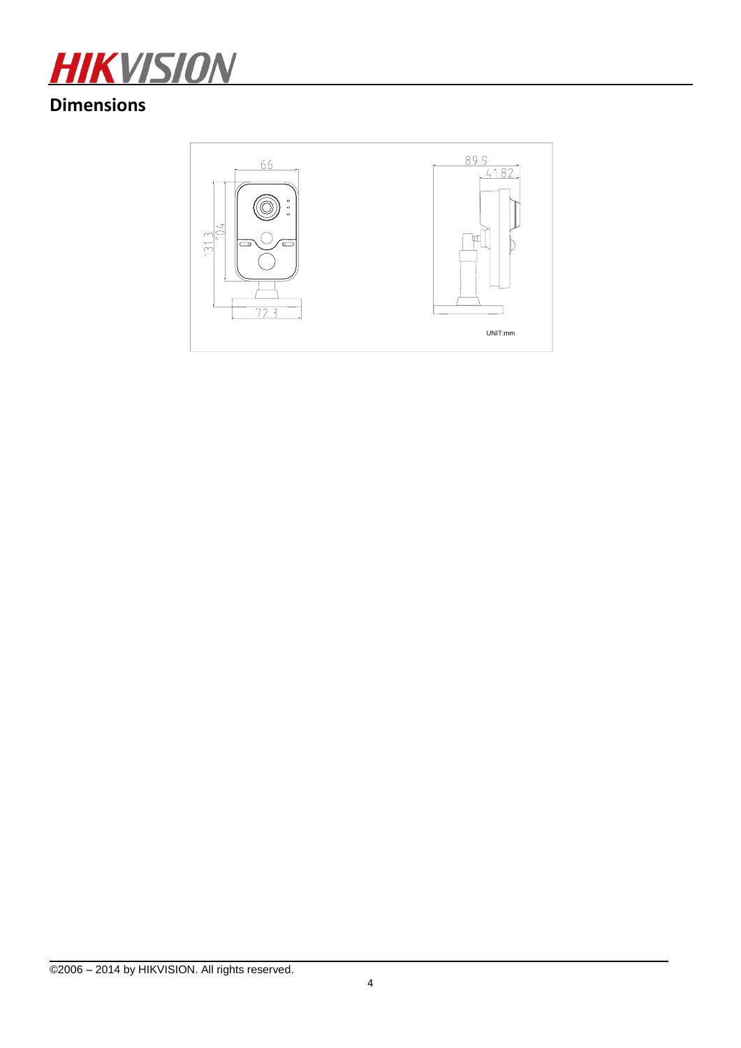## Dimensions

66

131.3

104

72.3

89.9

41.82

UNIT:mm